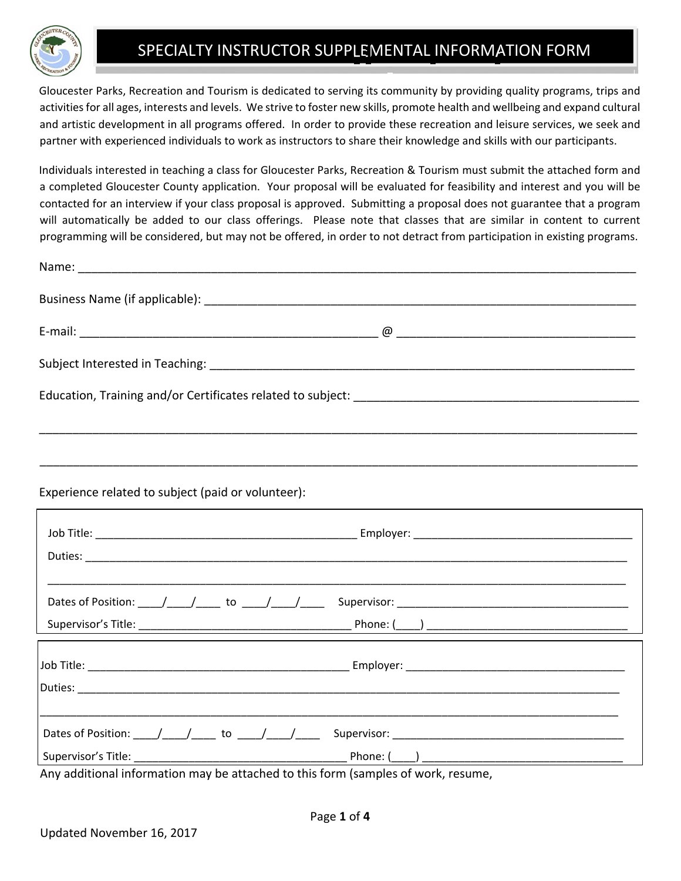# SPECIALTY INSTRUCTOR SUPPLEMENTAL INFORMATION FORM

Gloucester Parks, Recreation and Tourism is dedicated to serving its community by providing quality programs, trips and activities for all ages, interests and levels. We strive to foster new skills, promote health and wellbeing and expand cultural and artistic development in all programs offered. In order to provide these recreation and leisure services, we seek and partner with experienced individuals to work as instructors to share their knowledge and skills with our participants.

Individuals interested in teaching a class for Gloucester Parks, Recreation & Tourism must submit the attached form and a completed Gloucester County application. Your proposal will be evaluated for feasibility and interest and you will be contacted for an interview if your class proposal is approved. Submitting a proposal does not guarantee that a program will automatically be added to our class offerings. Please note that classes that are similar in content to current programming will be considered, but may not be offered, in order to not detract from participation in existing programs.

Name: ___________________________________________________________________________________

Business Name (if applicable): ___________________________________________________________

E-mail: ____________________________________________ @ ___________________________________

Subject Interested in Teaching: ___________________________________________________________

Education, Training and/or Certificates related to subject: ____________________________________

___________________________________________________________________________________________

___________________________________________________________________________________________

Experience related to subject (paid or volunteer):

Job Title: ________________________________________ Employer: ___________________________________

Duties: _____________________________________________________________________________________

_____________________________________________________________________________________________

Dates of Position: ____/____/____ to ____/____/____ Supervisor: _____________________________________

Supervisor's Title: _________________________________ Phone: (____) ______________________________

Job Title: ________________________________________ Employer: ___________________________________

Duties: _____________________________________________________________________________________

_____________________________________________________________________________________________

Dates of Position: ____/____/____ to ____/____/____ Supervisor: _____________________________________

Supervisor's Title: _________________________________ Phone: (____) ______________________________

Any additional information may be attached to this form (samples of work, resume,

Updated November 16, 2017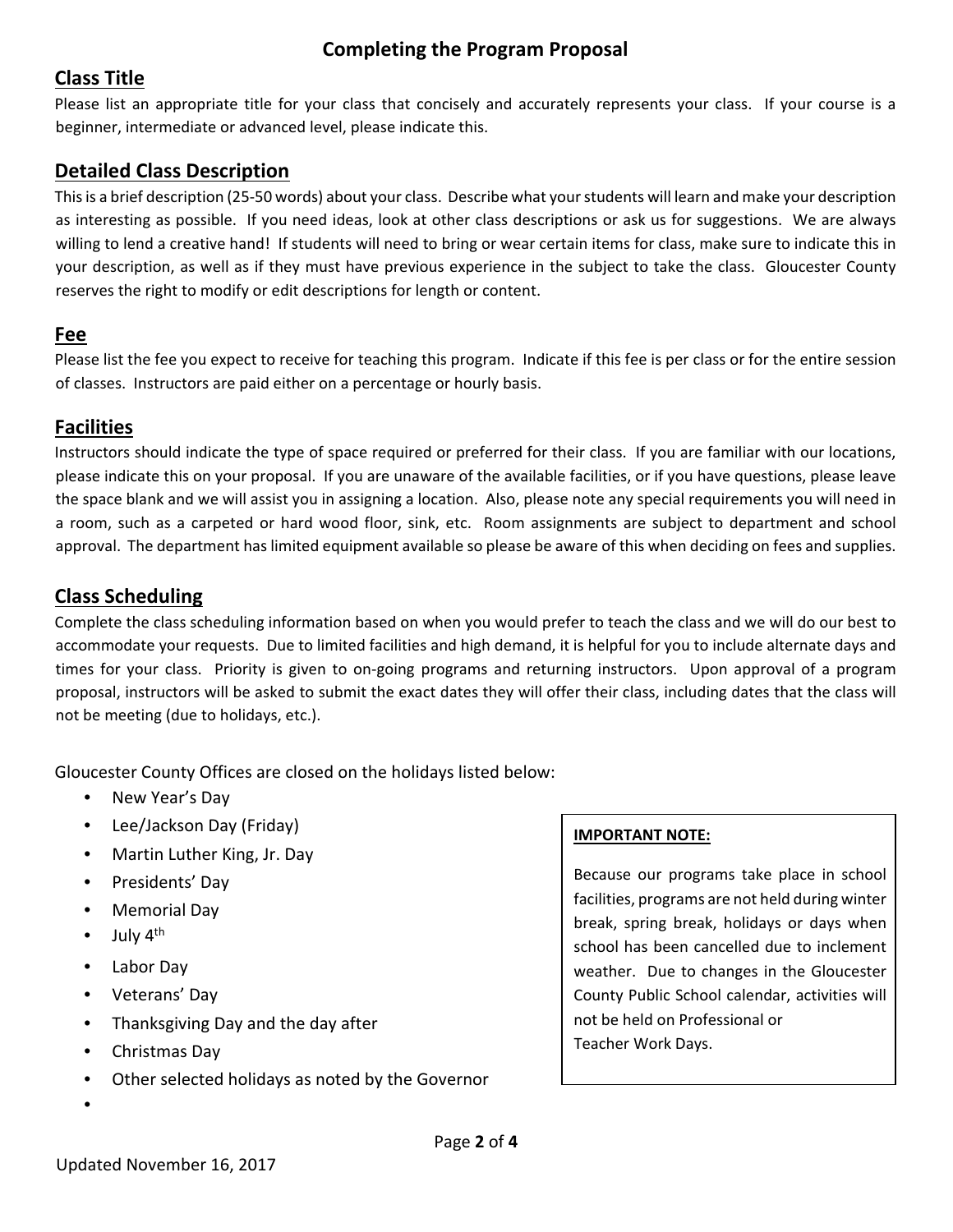# Completing the Program Proposal

## Class Title

Please list an appropriate title for your class that concisely and accurately represents your class. If your course is a beginner, intermediate or advanced level, please indicate this.

## Detailed Class Description

This is a brief description (25-50 words) about your class. Describe what your students will learn and make your description as interesting as possible. If you need ideas, look at other class descriptions or ask us for suggestions. We are always willing to lend a creative hand! If students will need to bring or wear certain items for class, make sure to indicate this in your description, as well as if they must have previous experience in the subject to take the class. Gloucester County reserves the right to modify or edit descriptions for length or content.

## Fee

Please list the fee you expect to receive for teaching this program. Indicate if this fee is per class or for the entire session of classes. Instructors are paid either on a percentage or hourly basis.

## Facilities

Instructors should indicate the type of space required or preferred for their class. If you are familiar with our locations, please indicate this on your proposal. If you are unaware of the available facilities, or if you have questions, please leave the space blank and we will assist you in assigning a location. Also, please note any special requirements you will need in a room, such as a carpeted or hard wood floor, sink, etc. Room assignments are subject to department and school approval. The department has limited equipment available so please be aware of this when deciding on fees and supplies.

## Class Scheduling

Complete the class scheduling information based on when you would prefer to teach the class and we will do our best to accommodate your requests. Due to limited facilities and high demand, it is helpful for you to include alternate days and times for your class. Priority is given to on-going programs and returning instructors. Upon approval of a program proposal, instructors will be asked to submit the exact dates they will offer their class, including dates that the class will not be meeting (due to holidays, etc.).

Gloucester County Offices are closed on the holidays listed below:

- New Year's Day
- Lee/Jackson Day (Friday)
- Martin Luther King, Jr. Day
- Presidents' Day
- Memorial Day
- July 4th
- Labor Day
- Veterans' Day
- Thanksgiving Day and the day after
- Christmas Day
- Other selected holidays as noted by the Governor

**IMPORTANT NOTE:**

Because our programs take place in school facilities, programs are not held during winter break, spring break, holidays or days when school has been cancelled due to inclement weather. Due to changes in the Gloucester County Public School calendar, activities will not be held on Professional or Teacher Work Days.

Updated November 16, 2017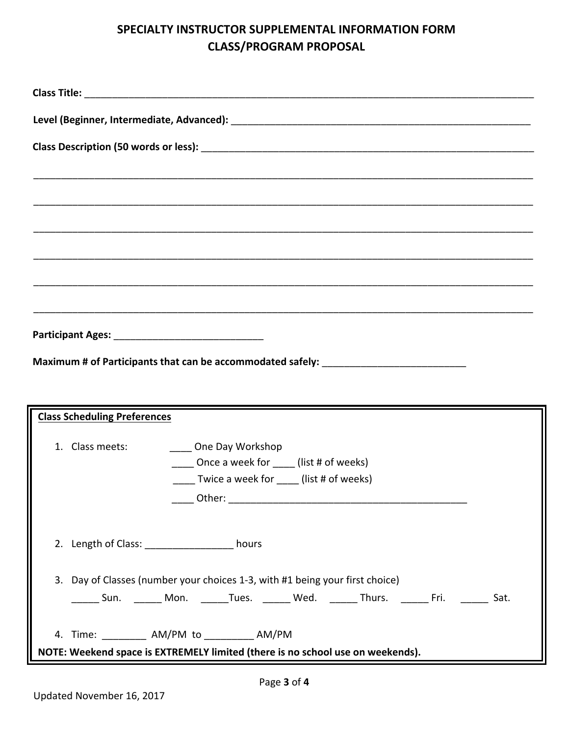# SPECIALTY INSTRUCTOR SUPPLEMENTAL INFORMATION FORM
## CLASS/PROGRAM PROPOSAL

**Class Title:** ______________________________________________________________________________

**Level (Beginner, Intermediate, Advanced):** ____________________________________________________

**Class Description (50 words or less):** _______________________________________________________

_____________________________________________________________________________________________

_____________________________________________________________________________________________

_____________________________________________________________________________________________

_____________________________________________________________________________________________

_____________________________________________________________________________________________

_____________________________________________________________________________________________

**Participant Ages:** ___________________________

**Maximum # of Participants that can be accommodated safely:** __________________________

**Class Scheduling Preferences**

1. Class meets:
   - ____ One Day Workshop
   - ____ Once a week for ____ (list # of weeks)
   - ____ Twice a week for ____ (list # of weeks)
   - ____ Other: _____________________________________________

2. Length of Class: ________________ hours

3. Day of Classes (number your choices 1-3, with #1 being your first choice)

   _____ Sun. _____ Mon. _____Tues. _____ Wed. _____ Thurs. _____ Fri. _____ Sat.

4. Time: ________ AM/PM to _________ AM/PM

**NOTE: Weekend space is EXTREMELY limited (there is no school use on weekends).**

Updated November 16, 2017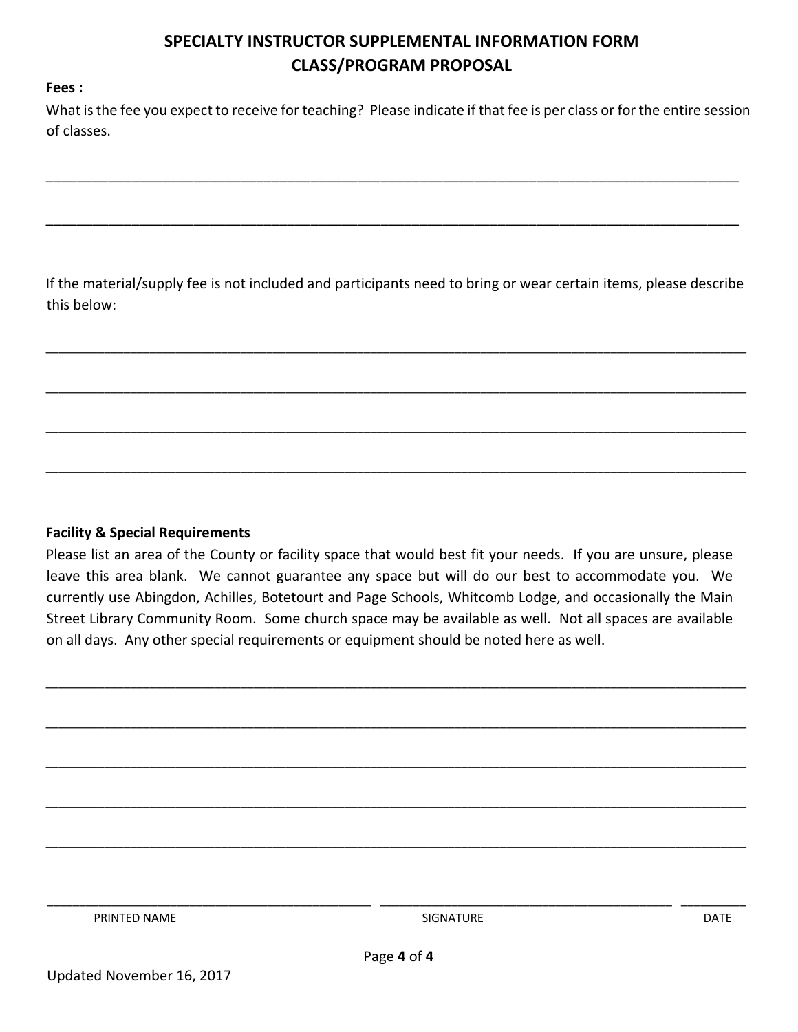# SPECIALTY INSTRUCTOR SUPPLEMENTAL INFORMATION FORM
## CLASS/PROGRAM PROPOSAL

**Fees :**

What is the fee you expect to receive for teaching? Please indicate if that fee is per class or for the entire session of classes.

_______________________________________________________________________________

_______________________________________________________________________________

If the material/supply fee is not included and participants need to bring or wear certain items, please describe this below:

_______________________________________________________________________________

_______________________________________________________________________________

_______________________________________________________________________________

_______________________________________________________________________________

**Facility & Special Requirements**

Please list an area of the County or facility space that would best fit your needs. If you are unsure, please leave this area blank. We cannot guarantee any space but will do our best to accommodate you. We currently use Abingdon, Achilles, Botetourt and Page Schools, Whitcomb Lodge, and occasionally the Main Street Library Community Room. Some church space may be available as well. Not all spaces are available on all days. Any other special requirements or equipment should be noted here as well.

_______________________________________________________________________________

_______________________________________________________________________________

_______________________________________________________________________________

_______________________________________________________________________________

_______________________________________________________________________________

| PRINTED NAME | SIGNATURE | DATE |
|---|---|---|
| ______________________ | ______________________ | __________ |

Updated November 16, 2017